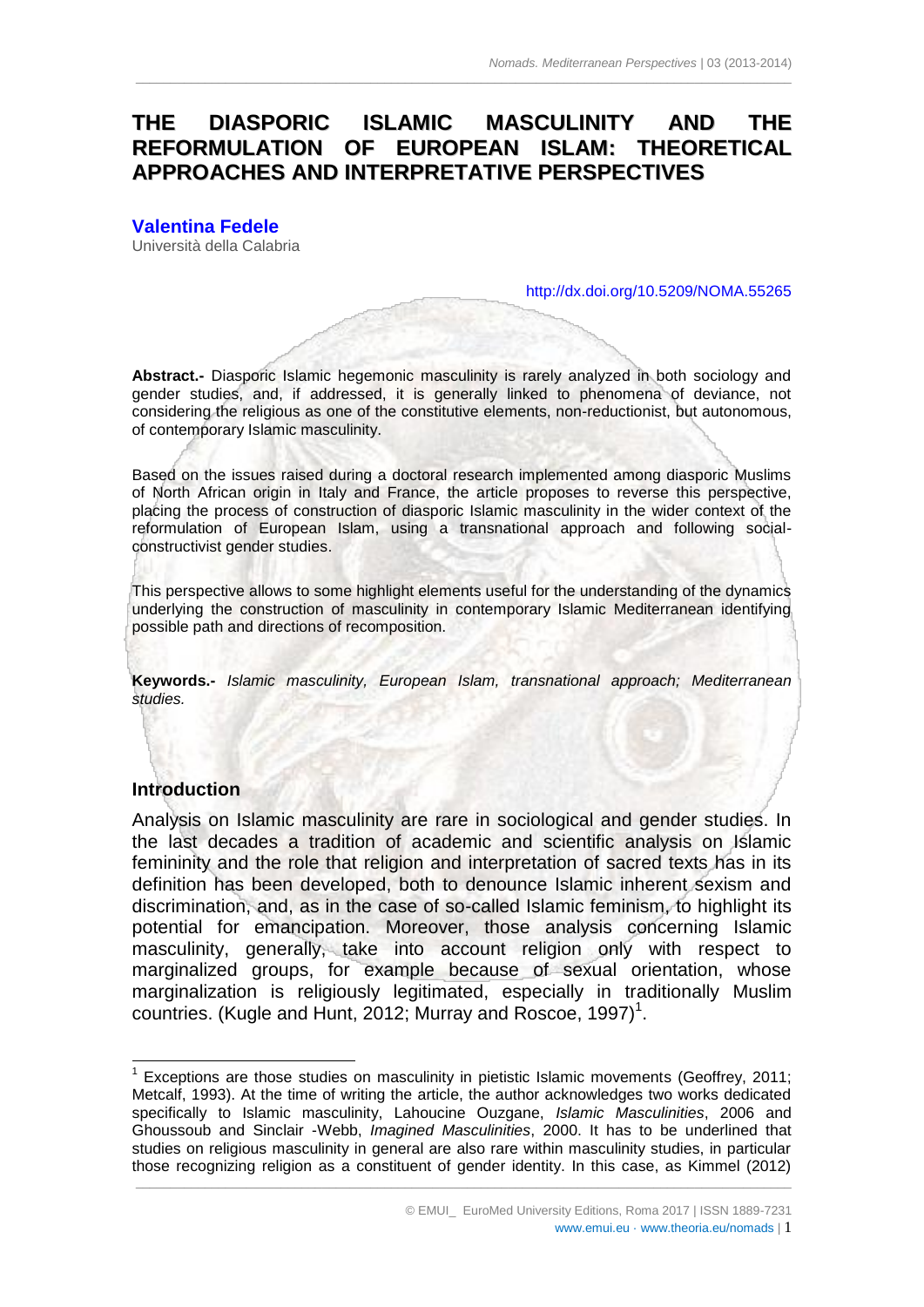# THE DIASPORIC ISLAMIC MASCULINITY AND THE REFORMULATION OF EUROPEAN ISLAM: THEORETICAL APPROACHES AND INTERPRETATIVE PERSPECTIVES

**Valentina Fedele**
Università della Calabria

http://dx.doi.org/10.5209/NOMA.55265

**Abstract.-** Diasporic Islamic hegemonic masculinity is rarely analyzed in both sociology and gender studies, and, if addressed, it is generally linked to phenomena of deviance, not considering the religious as one of the constitutive elements, non-reductionist, but autonomous, of contemporary Islamic masculinity.

Based on the issues raised during a doctoral research implemented among diasporic Muslims of North African origin in Italy and France, the article proposes to reverse this perspective, placing the process of construction of diasporic Islamic masculinity in the wider context of the reformulation of European Islam, using a transnational approach and following social-constructivist gender studies.

This perspective allows to some highlight elements useful for the understanding of the dynamics underlying the construction of masculinity in contemporary Islamic Mediterranean identifying possible path and directions of recomposition.

**Keywords.-** *Islamic masculinity, European Islam, transnational approach; Mediterranean studies.*

## Introduction

Analysis on Islamic masculinity are rare in sociological and gender studies. In the last decades a tradition of academic and scientific analysis on Islamic femininity and the role that religion and interpretation of sacred texts has in its definition has been developed, both to denounce Islamic inherent sexism and discrimination, and, as in the case of so-called Islamic feminism, to highlight its potential for emancipation. Moreover, those analysis concerning Islamic masculinity, generally, take into account religion only with respect to marginalized groups, for example because of sexual orientation, whose marginalization is religiously legitimated, especially in traditionally Muslim countries. (Kugle and Hunt, 2012; Murray and Roscoe, 1997)[1].

[1] Exceptions are those studies on masculinity in pietistic Islamic movements (Geoffrey, 2011; Metcalf, 1993). At the time of writing the article, the author acknowledges two works dedicated specifically to Islamic masculinity, Lahoucine Ouzgane, *Islamic Masculinities*, 2006 and Ghoussoub and Sinclair -Webb, *Imagined Masculinities*, 2000. It has to be underlined that studies on religious masculinity in general are also rare within masculinity studies, in particular those recognizing religion as a constituent of gender identity. In this case, as Kimmel (2012)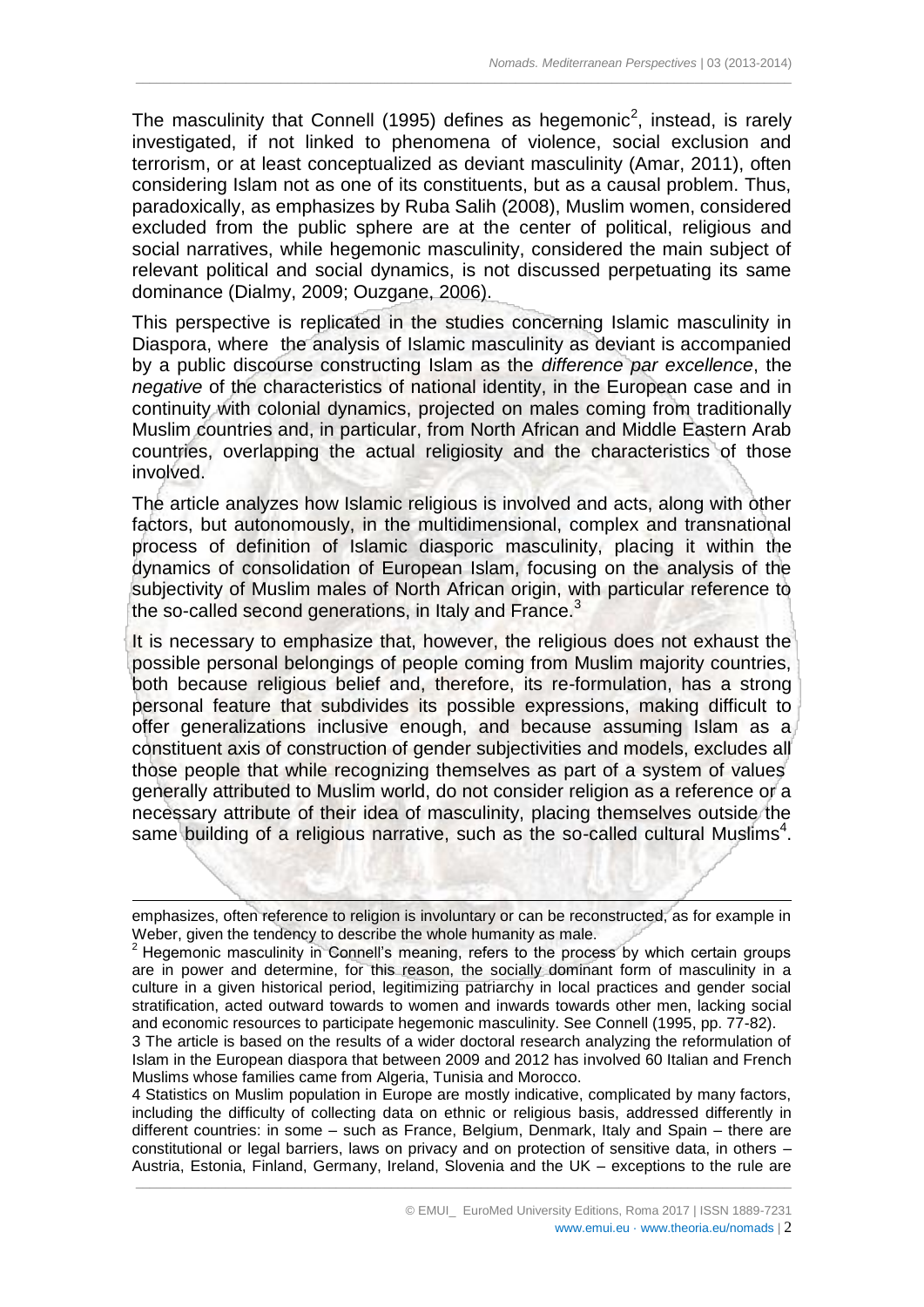The masculinity that Connell (1995) defines as hegemonic[2], instead, is rarely investigated, if not linked to phenomena of violence, social exclusion and terrorism, or at least conceptualized as deviant masculinity (Amar, 2011), often considering Islam not as one of its constituents, but as a causal problem. Thus, paradoxically, as emphasizes by Ruba Salih (2008), Muslim women, considered excluded from the public sphere are at the center of political, religious and social narratives, while hegemonic masculinity, considered the main subject of relevant political and social dynamics, is not discussed perpetuating its same dominance (Dialmy, 2009; Ouzgane, 2006).

This perspective is replicated in the studies concerning Islamic masculinity in Diaspora, where the analysis of Islamic masculinity as deviant is accompanied by a public discourse constructing Islam as the *difference par excellence*, the *negative* of the characteristics of national identity, in the European case and in continuity with colonial dynamics, projected on males coming from traditionally Muslim countries and, in particular, from North African and Middle Eastern Arab countries, overlapping the actual religiosity and the characteristics of those involved.

The article analyzes how Islamic religious is involved and acts, along with other factors, but autonomously, in the multidimensional, complex and transnational process of definition of Islamic diasporic masculinity, placing it within the dynamics of consolidation of European Islam, focusing on the analysis of the subjectivity of Muslim males of North African origin, with particular reference to the so-called second generations, in Italy and France.[3]

It is necessary to emphasize that, however, the religious does not exhaust the possible personal belongings of people coming from Muslim majority countries, both because religious belief and, therefore, its re-formulation, has a strong personal feature that subdivides its possible expressions, making difficult to offer generalizations inclusive enough, and because assuming Islam as a constituent axis of construction of gender subjectivities and models, excludes all those people that while recognizing themselves as part of a system of values generally attributed to Muslim world, do not consider religion as a reference or a necessary attribute of their idea of masculinity, placing themselves outside the same building of a religious narrative, such as the so-called cultural Muslims[4].

---

emphasizes, often reference to religion is involuntary or can be reconstructed, as for example in Weber, given the tendency to describe the whole humanity as male.

[2] Hegemonic masculinity in Connell's meaning, refers to the process by which certain groups are in power and determine, for this reason, the socially dominant form of masculinity in a culture in a given historical period, legitimizing patriarchy in local practices and gender social stratification, acted outward towards to women and inwards towards other men, lacking social and economic resources to participate hegemonic masculinity. See Connell (1995, pp. 77-82).

[3] The article is based on the results of a wider doctoral research analyzing the reformulation of Islam in the European diaspora that between 2009 and 2012 has involved 60 Italian and French Muslims whose families came from Algeria, Tunisia and Morocco.

[4] Statistics on Muslim population in Europe are mostly indicative, complicated by many factors, including the difficulty of collecting data on ethnic or religious basis, addressed differently in different countries: in some – such as France, Belgium, Denmark, Italy and Spain – there are constitutional or legal barriers, laws on privacy and on protection of sensitive data, in others – Austria, Estonia, Finland, Germany, Ireland, Slovenia and the UK – exceptions to the rule are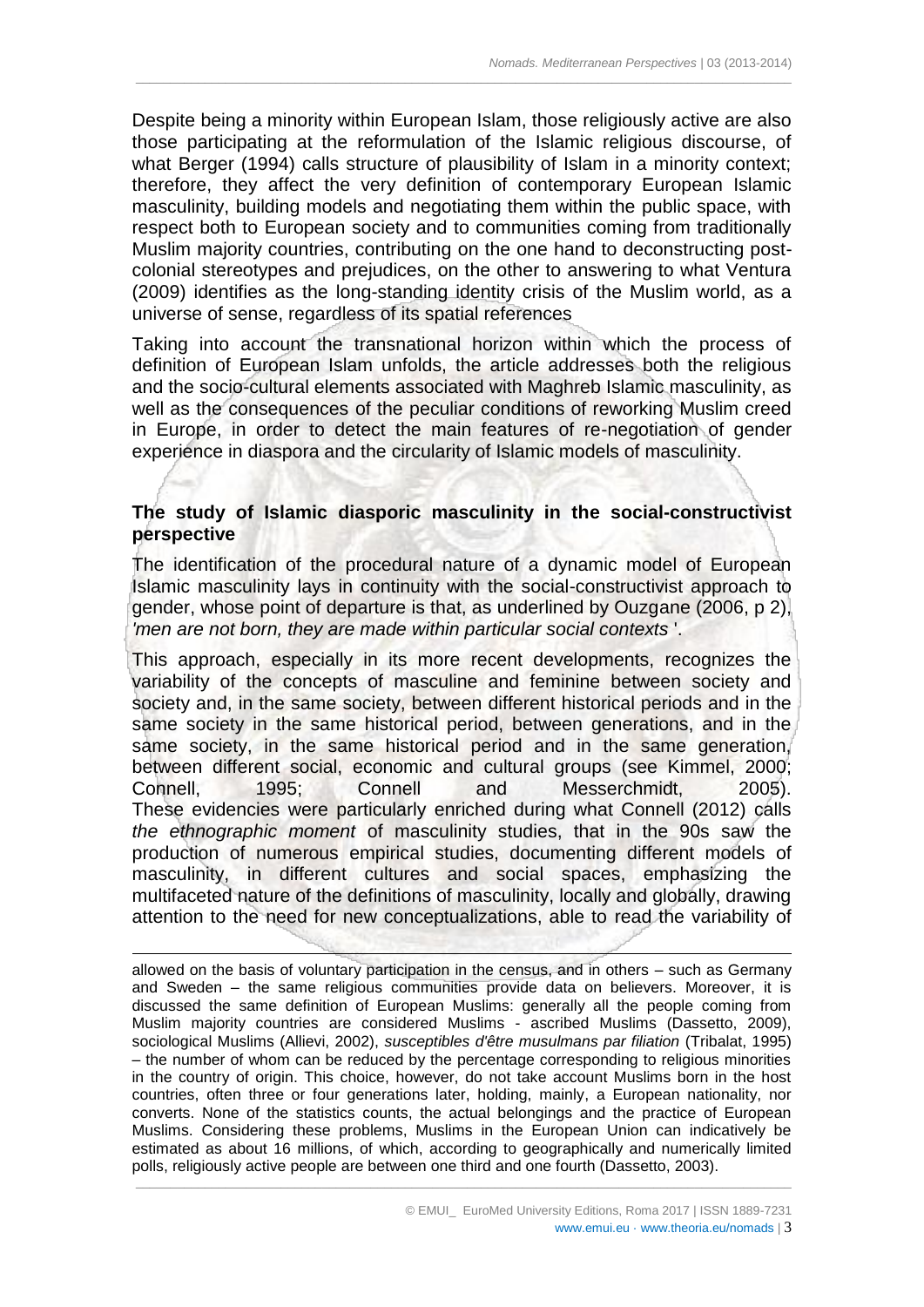Despite being a minority within European Islam, those religiously active are also those participating at the reformulation of the Islamic religious discourse, of what Berger (1994) calls structure of plausibility of Islam in a minority context; therefore, they affect the very definition of contemporary European Islamic masculinity, building models and negotiating them within the public space, with respect both to European society and to communities coming from traditionally Muslim majority countries, contributing on the one hand to deconstructing post-colonial stereotypes and prejudices, on the other to answering to what Ventura (2009) identifies as the long-standing identity crisis of the Muslim world, as a universe of sense, regardless of its spatial references

Taking into account the transnational horizon within which the process of definition of European Islam unfolds, the article addresses both the religious and the socio-cultural elements associated with Maghreb Islamic masculinity, as well as the consequences of the peculiar conditions of reworking Muslim creed in Europe, in order to detect the main features of re-negotiation of gender experience in diaspora and the circularity of Islamic models of masculinity.

## The study of Islamic diasporic masculinity in the social-constructivist perspective

The identification of the procedural nature of a dynamic model of European Islamic masculinity lays in continuity with the social-constructivist approach to gender, whose point of departure is that, as underlined by Ouzgane (2006, p 2), *'men are not born, they are made within particular social contexts* '.

This approach, especially in its more recent developments, recognizes the variability of the concepts of masculine and feminine between society and society and, in the same society, between different historical periods and in the same society in the same historical period, between generations, and in the same society, in the same historical period and in the same generation, between different social, economic and cultural groups (see Kimmel, 2000; Connell, 1995; Connell and Messerchmidt, 2005). These evidencies were particularly enriched during what Connell (2012) calls *the ethnographic moment* of masculinity studies, that in the 90s saw the production of numerous empirical studies, documenting different models of masculinity, in different cultures and social spaces, emphasizing the multifaceted nature of the definitions of masculinity, locally and globally, drawing attention to the need for new conceptualizations, able to read the variability of

---

allowed on the basis of voluntary participation in the census, and in others – such as Germany and Sweden – the same religious communities provide data on believers. Moreover, it is discussed the same definition of European Muslims: generally all the people coming from Muslim majority countries are considered Muslims - ascribed Muslims (Dassetto, 2009), sociological Muslims (Allievi, 2002), *susceptibles d'être musulmans par filiation* (Tribalat, 1995) – the number of whom can be reduced by the percentage corresponding to religious minorities in the country of origin. This choice, however, do not take account Muslims born in the host countries, often three or four generations later, holding, mainly, a European nationality, nor converts. None of the statistics counts, the actual belongings and the practice of European Muslims. Considering these problems, Muslims in the European Union can indicatively be estimated as about 16 millions, of which, according to geographically and numerically limited polls, religiously active people are between one third and one fourth (Dassetto, 2003).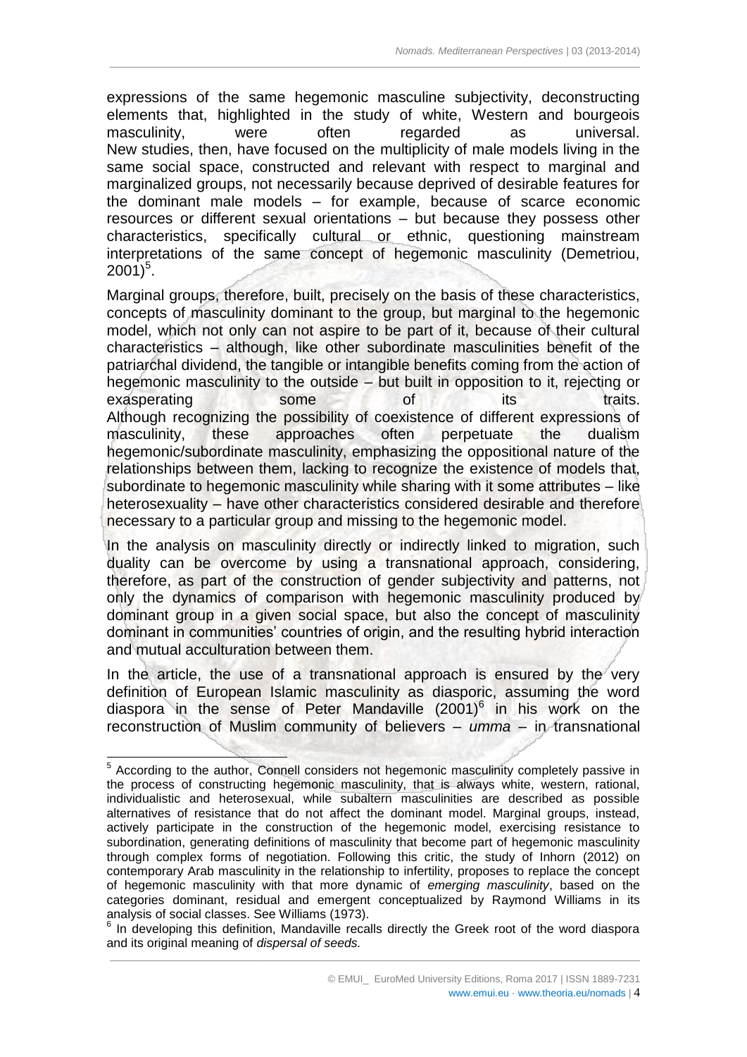expressions of the same hegemonic masculine subjectivity, deconstructing elements that, highlighted in the study of white, Western and bourgeois masculinity, were often regarded as universal.
New studies, then, have focused on the multiplicity of male models living in the same social space, constructed and relevant with respect to marginal and marginalized groups, not necessarily because deprived of desirable features for the dominant male models – for example, because of scarce economic resources or different sexual orientations – but because they possess other characteristics, specifically cultural or ethnic, questioning mainstream interpretations of the same concept of hegemonic masculinity (Demetriou, 2001)[5].

Marginal groups, therefore, built, precisely on the basis of these characteristics, concepts of masculinity dominant to the group, but marginal to the hegemonic model, which not only can not aspire to be part of it, because of their cultural characteristics – although, like other subordinate masculinities benefit of the patriarchal dividend, the tangible or intangible benefits coming from the action of hegemonic masculinity to the outside – but built in opposition to it, rejecting or exasperating some of its traits.
Although recognizing the possibility of coexistence of different expressions of masculinity, these approaches often perpetuate the dualism hegemonic/subordinate masculinity, emphasizing the oppositional nature of the relationships between them, lacking to recognize the existence of models that, subordinate to hegemonic masculinity while sharing with it some attributes – like heterosexuality – have other characteristics considered desirable and therefore necessary to a particular group and missing to the hegemonic model.

In the analysis on masculinity directly or indirectly linked to migration, such duality can be overcome by using a transnational approach, considering, therefore, as part of the construction of gender subjectivity and patterns, not only the dynamics of comparison with hegemonic masculinity produced by dominant group in a given social space, but also the concept of masculinity dominant in communities' countries of origin, and the resulting hybrid interaction and mutual acculturation between them.

In the article, the use of a transnational approach is ensured by the very definition of European Islamic masculinity as diasporic, assuming the word diaspora in the sense of Peter Mandaville (2001)[6] in his work on the reconstruction of Muslim community of believers – *umma* – in transnational

---

[5] According to the author, Connell considers not hegemonic masculinity completely passive in the process of constructing hegemonic masculinity, that is always white, western, rational, individualistic and heterosexual, while subaltern masculinities are described as possible alternatives of resistance that do not affect the dominant model. Marginal groups, instead, actively participate in the construction of the hegemonic model, exercising resistance to subordination, generating definitions of masculinity that become part of hegemonic masculinity through complex forms of negotiation. Following this critic, the study of Inhorn (2012) on contemporary Arab masculinity in the relationship to infertility, proposes to replace the concept of hegemonic masculinity with that more dynamic of *emerging masculinity*, based on the categories dominant, residual and emergent conceptualized by Raymond Williams in its analysis of social classes. See Williams (1973).

[6] In developing this definition, Mandaville recalls directly the Greek root of the word diaspora and its original meaning of *dispersal of seeds.*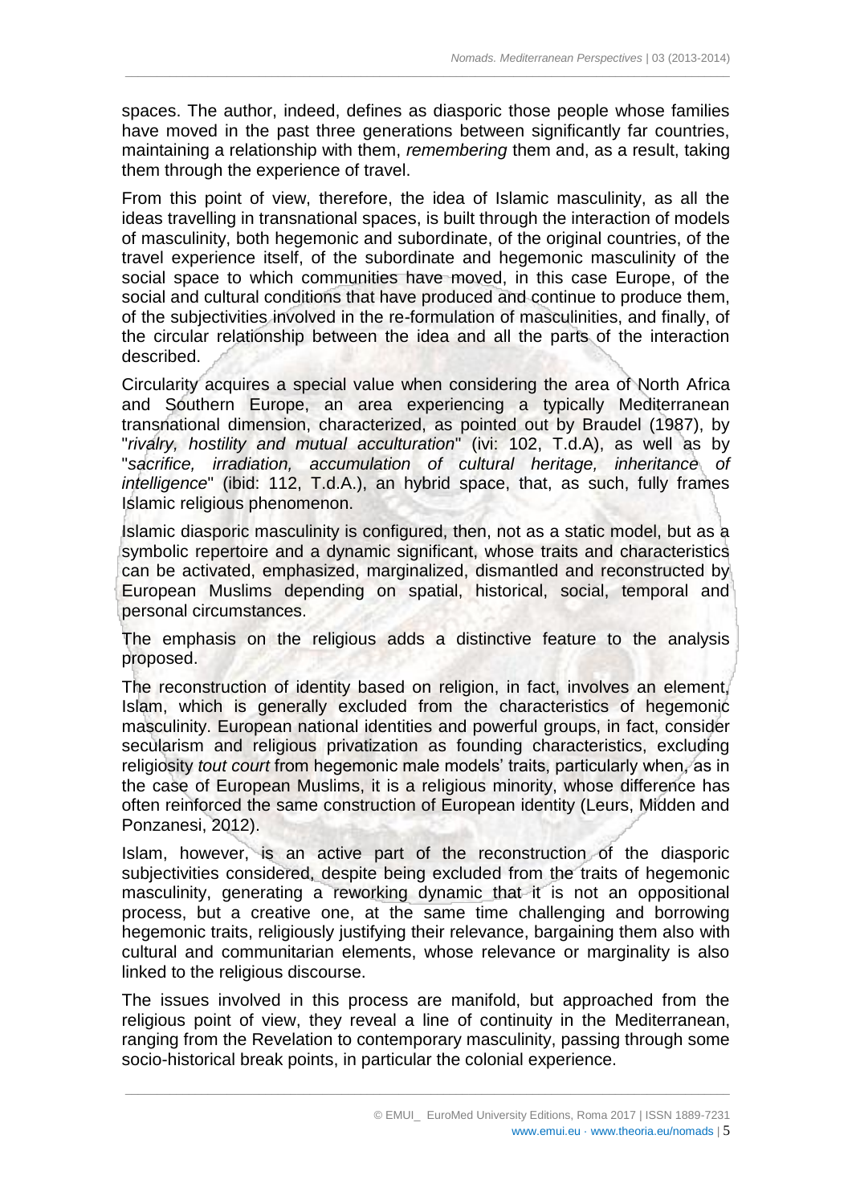spaces. The author, indeed, defines as diasporic those people whose families have moved in the past three generations between significantly far countries, maintaining a relationship with them, *remembering* them and, as a result, taking them through the experience of travel.

From this point of view, therefore, the idea of Islamic masculinity, as all the ideas travelling in transnational spaces, is built through the interaction of models of masculinity, both hegemonic and subordinate, of the original countries, of the travel experience itself, of the subordinate and hegemonic masculinity of the social space to which communities have moved, in this case Europe, of the social and cultural conditions that have produced and continue to produce them, of the subjectivities involved in the re-formulation of masculinities, and finally, of the circular relationship between the idea and all the parts of the interaction described.

Circularity acquires a special value when considering the area of North Africa and Southern Europe, an area experiencing a typically Mediterranean transnational dimension, characterized, as pointed out by Braudel (1987), by "*rivalry, hostility and mutual acculturation*" (ivi: 102, T.d.A), as well as by "*sacrifice, irradiation, accumulation of cultural heritage, inheritance of intelligence*" (ibid: 112, T.d.A.), an hybrid space, that, as such, fully frames Islamic religious phenomenon.

Islamic diasporic masculinity is configured, then, not as a static model, but as a symbolic repertoire and a dynamic significant, whose traits and characteristics can be activated, emphasized, marginalized, dismantled and reconstructed by European Muslims depending on spatial, historical, social, temporal and personal circumstances.

The emphasis on the religious adds a distinctive feature to the analysis proposed.

The reconstruction of identity based on religion, in fact, involves an element, Islam, which is generally excluded from the characteristics of hegemonic masculinity. European national identities and powerful groups, in fact, consider secularism and religious privatization as founding characteristics, excluding religiosity *tout court* from hegemonic male models' traits, particularly when, as in the case of European Muslims, it is a religious minority, whose difference has often reinforced the same construction of European identity (Leurs, Midden and Ponzanesi, 2012).

Islam, however, is an active part of the reconstruction of the diasporic subjectivities considered, despite being excluded from the traits of hegemonic masculinity, generating a reworking dynamic that it is not an oppositional process, but a creative one, at the same time challenging and borrowing hegemonic traits, religiously justifying their relevance, bargaining them also with cultural and communitarian elements, whose relevance or marginality is also linked to the religious discourse.

The issues involved in this process are manifold, but approached from the religious point of view, they reveal a line of continuity in the Mediterranean, ranging from the Revelation to contemporary masculinity, passing through some socio-historical break points, in particular the colonial experience.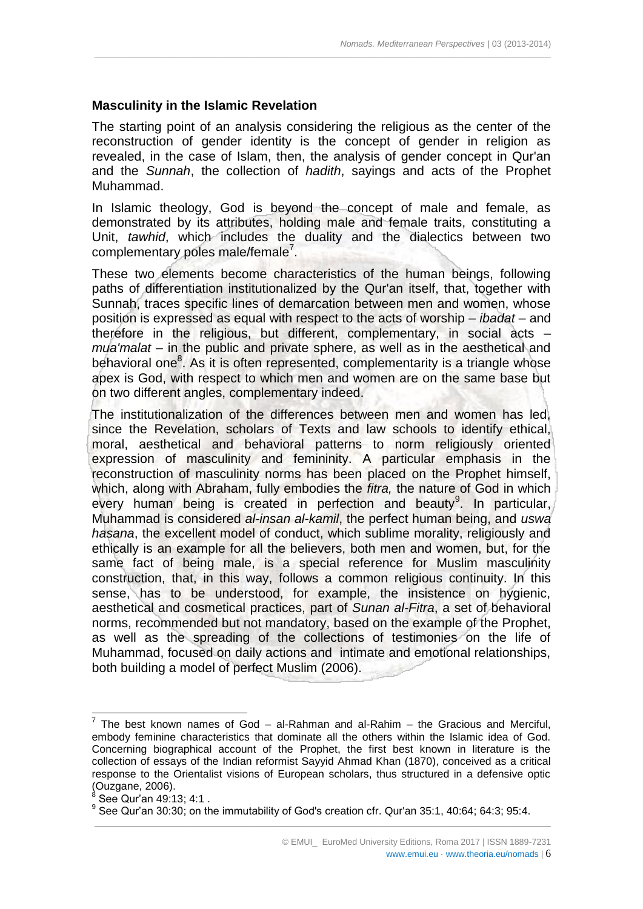## Masculinity in the Islamic Revelation

The starting point of an analysis considering the religious as the center of the reconstruction of gender identity is the concept of gender in religion as revealed, in the case of Islam, then, the analysis of gender concept in Qur'an and the *Sunnah*, the collection of *hadith*, sayings and acts of the Prophet Muhammad.

In Islamic theology, God is beyond the concept of male and female, as demonstrated by its attributes, holding male and female traits, constituting a Unit, *tawhid*, which includes the duality and the dialectics between two complementary poles male/female[7].

These two elements become characteristics of the human beings, following paths of differentiation institutionalized by the Qur'an itself, that, together with Sunnah, traces specific lines of demarcation between men and women, whose position is expressed as equal with respect to the acts of worship – *ibadat* – and therefore in the religious, but different, complementary, in social acts – *mua'malat* – in the public and private sphere, as well as in the aesthetical and behavioral one[8]. As it is often represented, complementarity is a triangle whose apex is God, with respect to which men and women are on the same base but on two different angles, complementary indeed.

The institutionalization of the differences between men and women has led, since the Revelation, scholars of Texts and law schools to identify ethical, moral, aesthetical and behavioral patterns to norm religiously oriented expression of masculinity and femininity. A particular emphasis in the reconstruction of masculinity norms has been placed on the Prophet himself, which, along with Abraham, fully embodies the *fitra,* the nature of God in which every human being is created in perfection and beauty[9]. In particular, Muhammad is considered *al-insan al-kamil*, the perfect human being, and *uswa hasana*, the excellent model of conduct, which sublime morality, religiously and ethically is an example for all the believers, both men and women, but, for the same fact of being male, is a special reference for Muslim masculinity construction, that, in this way, follows a common religious continuity. In this sense, has to be understood, for example, the insistence on hygienic, aesthetical and cosmetical practices, part of *Sunan al-Fitra*, a set of behavioral norms, recommended but not mandatory, based on the example of the Prophet, as well as the spreading of the collections of testimonies on the life of Muhammad, focused on daily actions and intimate and emotional relationships, both building a model of perfect Muslim (2006).

---

[7] The best known names of God – al-Rahman and al-Rahim – the Gracious and Merciful, embody feminine characteristics that dominate all the others within the Islamic idea of God. Concerning biographical account of the Prophet, the first best known in literature is the collection of essays of the Indian reformist Sayyid Ahmad Khan (1870), conceived as a critical response to the Orientalist visions of European scholars, thus structured in a defensive optic (Ouzgane, 2006).

[8] See Qur'an 49:13; 4:1 .

[9] See Qur'an 30:30; on the immutability of God's creation cfr. Qur'an 35:1, 40:64; 64:3; 95:4.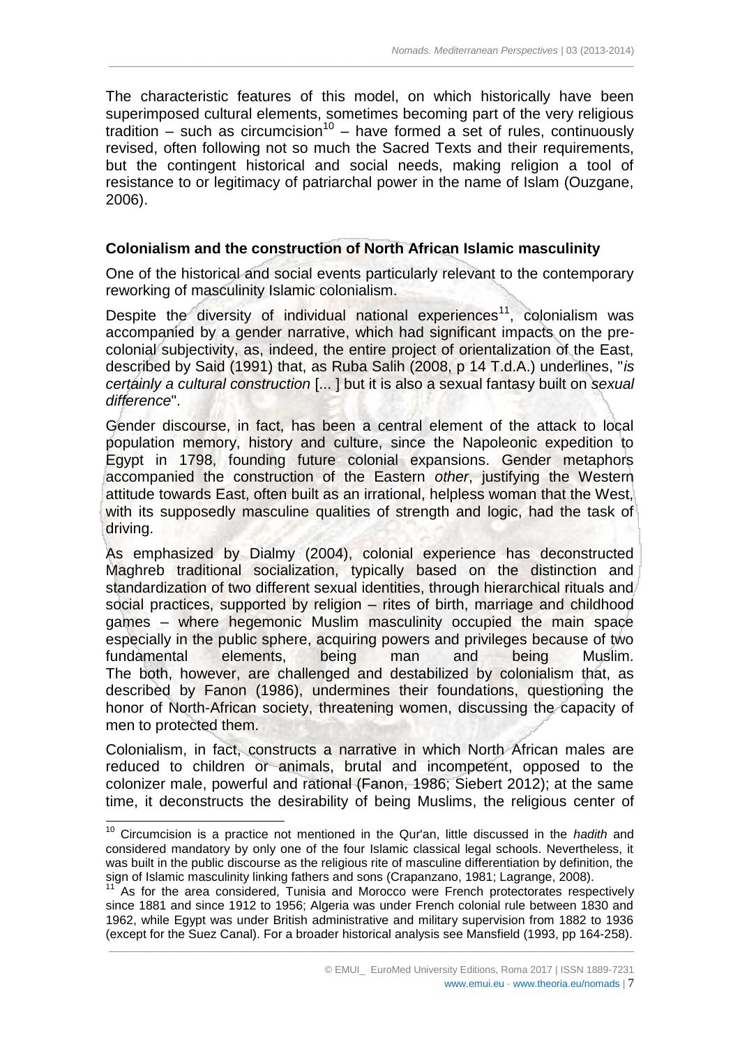The characteristic features of this model, on which historically have been superimposed cultural elements, sometimes becoming part of the very religious tradition – such as circumcision[10] – have formed a set of rules, continuously revised, often following not so much the Sacred Texts and their requirements, but the contingent historical and social needs, making religion a tool of resistance to or legitimacy of patriarchal power in the name of Islam (Ouzgane, 2006).

### Colonialism and the construction of North African Islamic masculinity

One of the historical and social events particularly relevant to the contemporary reworking of masculinity Islamic colonialism.

Despite the diversity of individual national experiences[11], colonialism was accompanied by a gender narrative, which had significant impacts on the pre-colonial subjectivity, as, indeed, the entire project of orientalization of the East, described by Said (1991) that, as Ruba Salih (2008, p 14 T.d.A.) underlines, "*is certainly a cultural construction* [... ] but it is also a sexual fantasy built on *sexual difference*".

Gender discourse, in fact, has been a central element of the attack to local population memory, history and culture, since the Napoleonic expedition to Egypt in 1798, founding future colonial expansions. Gender metaphors accompanied the construction of the Eastern *other*, justifying the Western attitude towards East, often built as an irrational, helpless woman that the West, with its supposedly masculine qualities of strength and logic, had the task of driving.

As emphasized by Dialmy (2004), colonial experience has deconstructed Maghreb traditional socialization, typically based on the distinction and standardization of two different sexual identities, through hierarchical rituals and social practices, supported by religion – rites of birth, marriage and childhood games – where hegemonic Muslim masculinity occupied the main space especially in the public sphere, acquiring powers and privileges because of two fundamental elements, being man and being Muslim.
The both, however, are challenged and destabilized by colonialism that, as described by Fanon (1986), undermines their foundations, questioning the honor of North-African society, threatening women, discussing the capacity of men to protected them.

Colonialism, in fact, constructs a narrative in which North African males are reduced to children or animals, brutal and incompetent, opposed to the colonizer male, powerful and rational (Fanon, 1986; Siebert 2012); at the same time, it deconstructs the desirability of being Muslims, the religious center of

---

[10] Circumcision is a practice not mentioned in the Qur'an, little discussed in the *hadith* and considered mandatory by only one of the four Islamic classical legal schools. Nevertheless, it was built in the public discourse as the religious rite of masculine differentiation by definition, the sign of Islamic masculinity linking fathers and sons (Crapanzano, 1981; Lagrange, 2008).

[11] As for the area considered, Tunisia and Morocco were French protectorates respectively since 1881 and since 1912 to 1956; Algeria was under French colonial rule between 1830 and 1962, while Egypt was under British administrative and military supervision from 1882 to 1936 (except for the Suez Canal). For a broader historical analysis see Mansfield (1993, pp 164-258).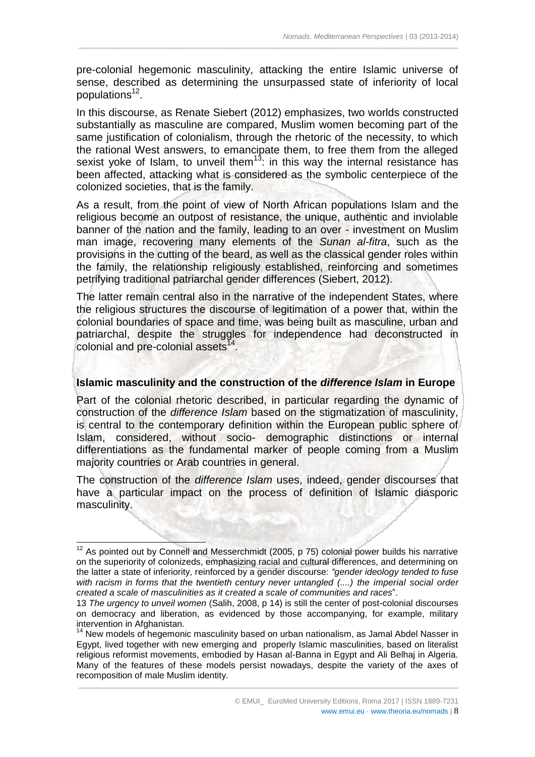pre-colonial hegemonic masculinity, attacking the entire Islamic universe of sense, described as determining the unsurpassed state of inferiority of local populations[12].

In this discourse, as Renate Siebert (2012) emphasizes, two worlds constructed substantially as masculine are compared, Muslim women becoming part of the same justification of colonialism, through the rhetoric of the necessity, to which the rational West answers, to emancipate them, to free them from the alleged sexist yoke of Islam, to unveil them[13]: in this way the internal resistance has been affected, attacking what is considered as the symbolic centerpiece of the colonized societies, that is the family.

As a result, from the point of view of North African populations Islam and the religious become an outpost of resistance, the unique, authentic and inviolable banner of the nation and the family, leading to an over - investment on Muslim man image, recovering many elements of the *Sunan al-fitra*, such as the provisions in the cutting of the beard, as well as the classical gender roles within the family, the relationship religiously established, reinforcing and sometimes petrifying traditional patriarchal gender differences (Siebert, 2012).

The latter remain central also in the narrative of the independent States, where the religious structures the discourse of legitimation of a power that, within the colonial boundaries of space and time, was being built as masculine, urban and patriarchal, despite the struggles for independence had deconstructed in colonial and pre-colonial assets[14].

## Islamic masculinity and the construction of the *difference Islam* in Europe

Part of the colonial rhetoric described, in particular regarding the dynamic of construction of the *difference Islam* based on the stigmatization of masculinity, is central to the contemporary definition within the European public sphere of Islam, considered, without socio- demographic distinctions or internal differentiations as the fundamental marker of people coming from a Muslim majority countries or Arab countries in general.

The construction of the *difference Islam* uses, indeed, gender discourses that have a particular impact on the process of definition of Islamic diasporic masculinity.

---

[12] As pointed out by Connell and Messerchmidt (2005, p 75) colonial power builds his narrative on the superiority of colonizeds, emphasizing racial and cultural differences, and determining on the latter a state of inferiority, reinforced by a gender discourse: *"gender ideology tended to fuse with racism in forms that the twentieth century never untangled (....) the imperial social order created a scale of masculinities as it created a scale of communities and races*".

[13] *The urgency to unveil women* (Salih, 2008, p 14) is still the center of post-colonial discourses on democracy and liberation, as evidenced by those accompanying, for example, military intervention in Afghanistan.

[14] New models of hegemonic masculinity based on urban nationalism, as Jamal Abdel Nasser in Egypt, lived together with new emerging and properly Islamic masculinities, based on literalist religious reformist movements, embodied by Hasan al-Banna in Egypt and Ali Belhaj in Algeria. Many of the features of these models persist nowadays, despite the variety of the axes of recomposition of male Muslim identity.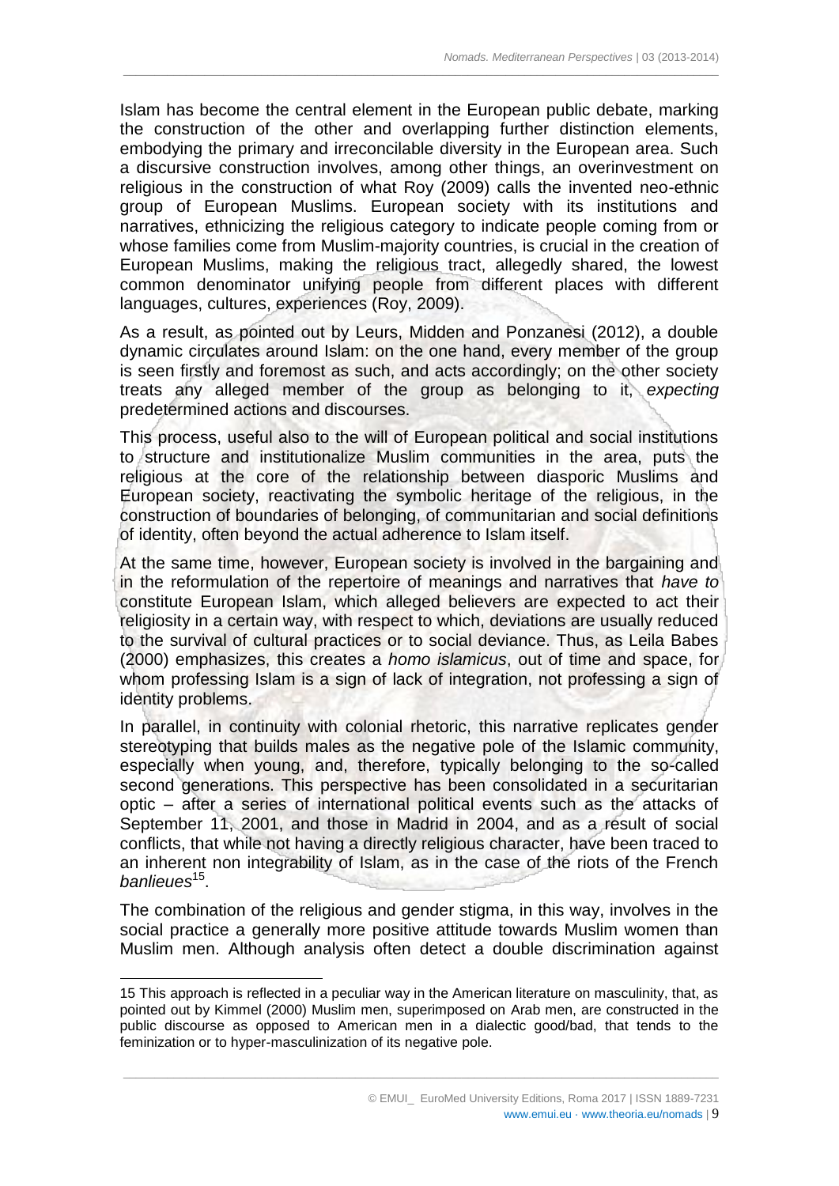Islam has become the central element in the European public debate, marking the construction of the other and overlapping further distinction elements, embodying the primary and irreconcilable diversity in the European area. Such a discursive construction involves, among other things, an overinvestment on religious in the construction of what Roy (2009) calls the invented neo-ethnic group of European Muslims. European society with its institutions and narratives, ethnicizing the religious category to indicate people coming from or whose families come from Muslim-majority countries, is crucial in the creation of European Muslims, making the religious tract, allegedly shared, the lowest common denominator unifying people from different places with different languages, cultures, experiences (Roy, 2009).

As a result, as pointed out by Leurs, Midden and Ponzanesi (2012), a double dynamic circulates around Islam: on the one hand, every member of the group is seen firstly and foremost as such, and acts accordingly; on the other society treats any alleged member of the group as belonging to it, *expecting* predetermined actions and discourses.

This process, useful also to the will of European political and social institutions to structure and institutionalize Muslim communities in the area, puts the religious at the core of the relationship between diasporic Muslims and European society, reactivating the symbolic heritage of the religious, in the construction of boundaries of belonging, of communitarian and social definitions of identity, often beyond the actual adherence to Islam itself.

At the same time, however, European society is involved in the bargaining and in the reformulation of the repertoire of meanings and narratives that *have to* constitute European Islam, which alleged believers are expected to act their religiosity in a certain way, with respect to which, deviations are usually reduced to the survival of cultural practices or to social deviance. Thus, as Leila Babes (2000) emphasizes, this creates a *homo islamicus*, out of time and space, for whom professing Islam is a sign of lack of integration, not professing a sign of identity problems.

In parallel, in continuity with colonial rhetoric, this narrative replicates gender stereotyping that builds males as the negative pole of the Islamic community, especially when young, and, therefore, typically belonging to the so-called second generations. This perspective has been consolidated in a securitarian optic – after a series of international political events such as the attacks of September 11, 2001, and those in Madrid in 2004, and as a result of social conflicts, that while not having a directly religious character, have been traced to an inherent non integrability of Islam, as in the case of the riots of the French *banlieues*[15].

The combination of the religious and gender stigma, in this way, involves in the social practice a generally more positive attitude towards Muslim women than Muslim men. Although analysis often detect a double discrimination against

15 This approach is reflected in a peculiar way in the American literature on masculinity, that, as pointed out by Kimmel (2000) Muslim men, superimposed on Arab men, are constructed in the public discourse as opposed to American men in a dialectic good/bad, that tends to the feminization or to hyper-masculinization of its negative pole.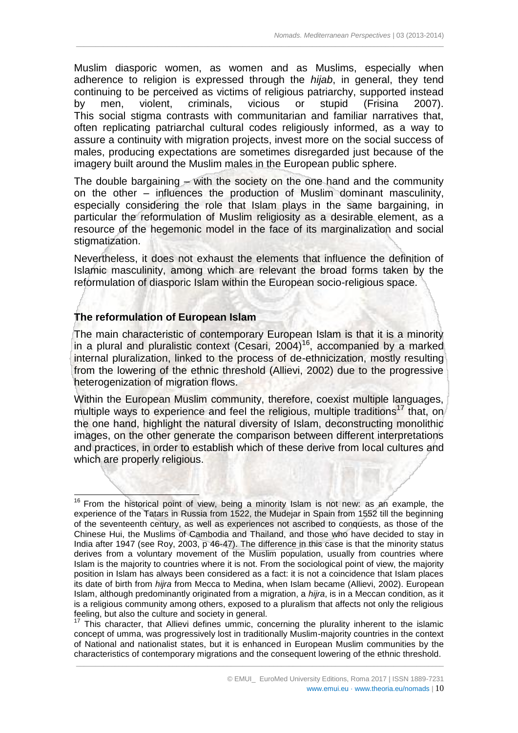Muslim diasporic women, as women and as Muslims, especially when adherence to religion is expressed through the *hijab*, in general, they tend continuing to be perceived as victims of religious patriarchy, supported instead by men, violent, criminals, vicious or stupid (Frisina 2007). This social stigma contrasts with communitarian and familiar narratives that, often replicating patriarchal cultural codes religiously informed, as a way to assure a continuity with migration projects, invest more on the social success of males, producing expectations are sometimes disregarded just because of the imagery built around the Muslim males in the European public sphere.

The double bargaining – with the society on the one hand and the community on the other – influences the production of Muslim dominant masculinity, especially considering the role that Islam plays in the same bargaining, in particular the reformulation of Muslim religiosity as a desirable element, as a resource of the hegemonic model in the face of its marginalization and social stigmatization.

Nevertheless, it does not exhaust the elements that influence the definition of Islamic masculinity, among which are relevant the broad forms taken by the reformulation of diasporic Islam within the European socio-religious space.

## The reformulation of European Islam

The main characteristic of contemporary European Islam is that it is a minority in a plural and pluralistic context (Cesari, 2004)[16], accompanied by a marked internal pluralization, linked to the process of de-ethnicization, mostly resulting from the lowering of the ethnic threshold (Allievi, 2002) due to the progressive heterogenization of migration flows.

Within the European Muslim community, therefore, coexist multiple languages, multiple ways to experience and feel the religious, multiple traditions[17] that, on the one hand, highlight the natural diversity of Islam, deconstructing monolithic images, on the other generate the comparison between different interpretations and practices, in order to establish which of these derive from local cultures and which are properly religious.

---

[16] From the historical point of view, being a minority Islam is not new: as an example, the experience of the Tatars in Russia from 1522, the Mudejar in Spain from 1552 till the beginning of the seventeenth century, as well as experiences not ascribed to conquests, as those of the Chinese Hui, the Muslims of Cambodia and Thailand, and those who have decided to stay in India after 1947 (see Roy, 2003, p 46-47). The difference in this case is that the minority status derives from a voluntary movement of the Muslim population, usually from countries where Islam is the majority to countries where it is not. From the sociological point of view, the majority position in Islam has always been considered as a fact: it is not a coincidence that Islam places its date of birth from *hijra* from Mecca to Medina, when Islam became (Allievi, 2002). European Islam, although predominantly originated from a migration, a *hijra*, is in a Meccan condition, as it is a religious community among others, exposed to a pluralism that affects not only the religious feeling, but also the culture and society in general.

[17] This character, that Allievi defines ummic, concerning the plurality inherent to the islamic concept of umma, was progressively lost in traditionally Muslim-majority countries in the context of National and nationalist states, but it is enhanced in European Muslim communities by the characteristics of contemporary migrations and the consequent lowering of the ethnic threshold.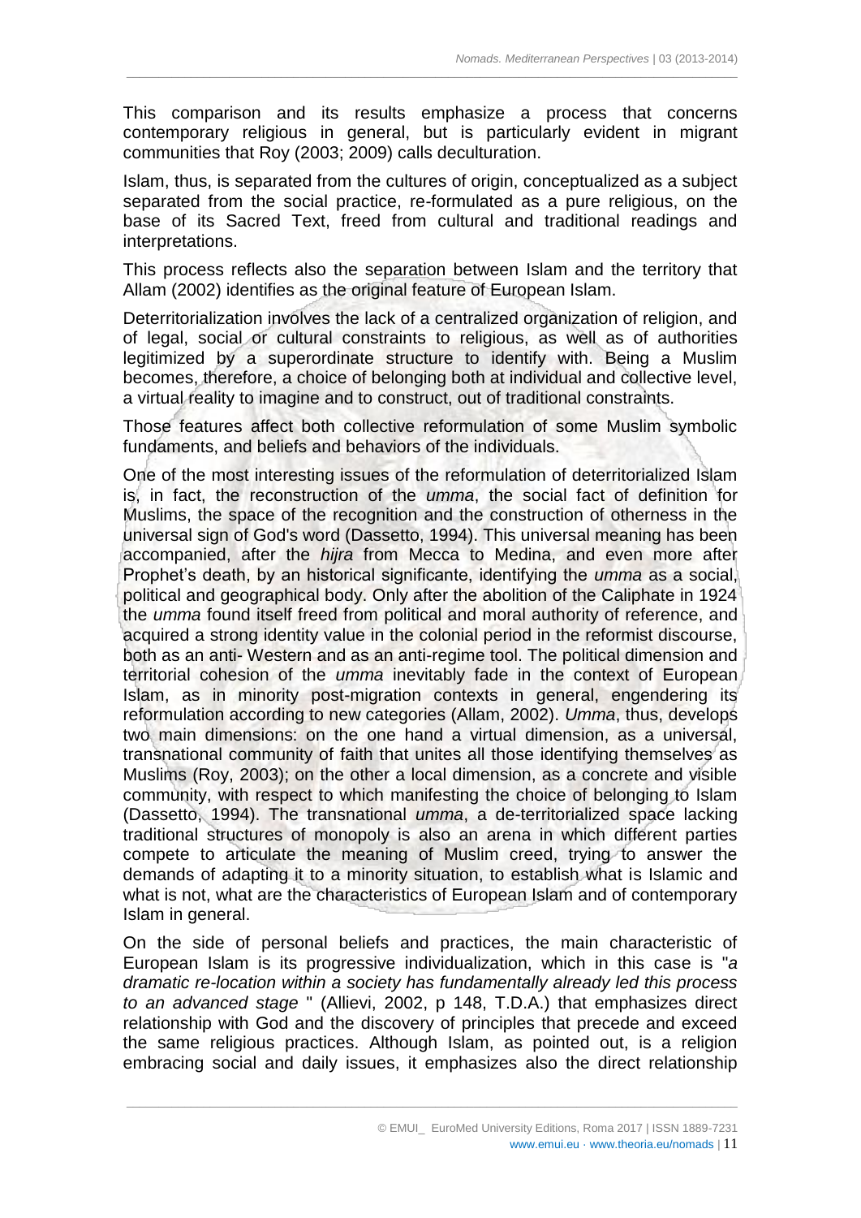This comparison and its results emphasize a process that concerns contemporary religious in general, but is particularly evident in migrant communities that Roy (2003; 2009) calls deculturation.

Islam, thus, is separated from the cultures of origin, conceptualized as a subject separated from the social practice, re-formulated as a pure religious, on the base of its Sacred Text, freed from cultural and traditional readings and interpretations.

This process reflects also the separation between Islam and the territory that Allam (2002) identifies as the original feature of European Islam.

Deterritorialization involves the lack of a centralized organization of religion, and of legal, social or cultural constraints to religious, as well as of authorities legitimized by a superordinate structure to identify with. Being a Muslim becomes, therefore, a choice of belonging both at individual and collective level, a virtual reality to imagine and to construct, out of traditional constraints.

Those features affect both collective reformulation of some Muslim symbolic fundaments, and beliefs and behaviors of the individuals.

One of the most interesting issues of the reformulation of deterritorialized Islam is, in fact, the reconstruction of the *umma*, the social fact of definition for Muslims, the space of the recognition and the construction of otherness in the universal sign of God's word (Dassetto, 1994). This universal meaning has been accompanied, after the *hijra* from Mecca to Medina, and even more after Prophet's death, by an historical significante, identifying the *umma* as a social, political and geographical body. Only after the abolition of the Caliphate in 1924 the *umma* found itself freed from political and moral authority of reference, and acquired a strong identity value in the colonial period in the reformist discourse, both as an anti- Western and as an anti-regime tool. The political dimension and territorial cohesion of the *umma* inevitably fade in the context of European Islam, as in minority post-migration contexts in general, engendering its reformulation according to new categories (Allam, 2002). *Umma*, thus, develops two main dimensions: on the one hand a virtual dimension, as a universal, transnational community of faith that unites all those identifying themselves as Muslims (Roy, 2003); on the other a local dimension, as a concrete and visible community, with respect to which manifesting the choice of belonging to Islam (Dassetto, 1994). The transnational *umma*, a de-territorialized space lacking traditional structures of monopoly is also an arena in which different parties compete to articulate the meaning of Muslim creed, trying to answer the demands of adapting it to a minority situation, to establish what is Islamic and what is not, what are the characteristics of European Islam and of contemporary Islam in general.

On the side of personal beliefs and practices, the main characteristic of European Islam is its progressive individualization, which in this case is "*a dramatic re-location within a society has fundamentally already led this process to an advanced stage* " (Allievi, 2002, p 148, T.D.A.) that emphasizes direct relationship with God and the discovery of principles that precede and exceed the same religious practices. Although Islam, as pointed out, is a religion embracing social and daily issues, it emphasizes also the direct relationship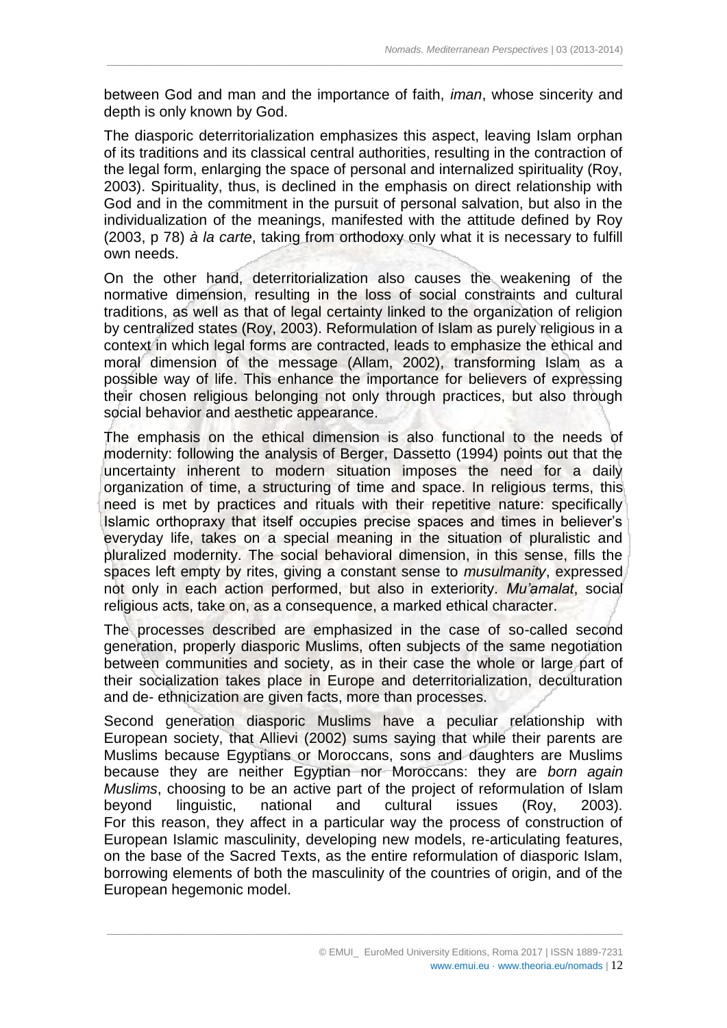between God and man and the importance of faith, *iman*, whose sincerity and depth is only known by God.

The diasporic deterritorialization emphasizes this aspect, leaving Islam orphan of its traditions and its classical central authorities, resulting in the contraction of the legal form, enlarging the space of personal and internalized spirituality (Roy, 2003). Spirituality, thus, is declined in the emphasis on direct relationship with God and in the commitment in the pursuit of personal salvation, but also in the individualization of the meanings, manifested with the attitude defined by Roy (2003, p 78) *à la carte*, taking from orthodoxy only what it is necessary to fulfill own needs.

On the other hand, deterritorialization also causes the weakening of the normative dimension, resulting in the loss of social constraints and cultural traditions, as well as that of legal certainty linked to the organization of religion by centralized states (Roy, 2003). Reformulation of Islam as purely religious in a context in which legal forms are contracted, leads to emphasize the ethical and moral dimension of the message (Allam, 2002), transforming Islam as a possible way of life. This enhance the importance for believers of expressing their chosen religious belonging not only through practices, but also through social behavior and aesthetic appearance.

The emphasis on the ethical dimension is also functional to the needs of modernity: following the analysis of Berger, Dassetto (1994) points out that the uncertainty inherent to modern situation imposes the need for a daily organization of time, a structuring of time and space. In religious terms, this need is met by practices and rituals with their repetitive nature: specifically Islamic orthopraxy that itself occupies precise spaces and times in believer's everyday life, takes on a special meaning in the situation of pluralistic and pluralized modernity. The social behavioral dimension, in this sense, fills the spaces left empty by rites, giving a constant sense to *musulmanity*, expressed not only in each action performed, but also in exteriority. *Mu'amalat*, social religious acts, take on, as a consequence, a marked ethical character.

The processes described are emphasized in the case of so-called second generation, properly diasporic Muslims, often subjects of the same negotiation between communities and society, as in their case the whole or large part of their socialization takes place in Europe and deterritorialization, deculturation and de- ethnicization are given facts, more than processes.

Second generation diasporic Muslims have a peculiar relationship with European society, that Allievi (2002) sums saying that while their parents are Muslims because Egyptians or Moroccans, sons and daughters are Muslims because they are neither Egyptian nor Moroccans: they are *born again Muslims*, choosing to be an active part of the project of reformulation of Islam beyond linguistic, national and cultural issues (Roy, 2003). For this reason, they affect in a particular way the process of construction of European Islamic masculinity, developing new models, re-articulating features, on the base of the Sacred Texts, as the entire reformulation of diasporic Islam, borrowing elements of both the masculinity of the countries of origin, and of the European hegemonic model.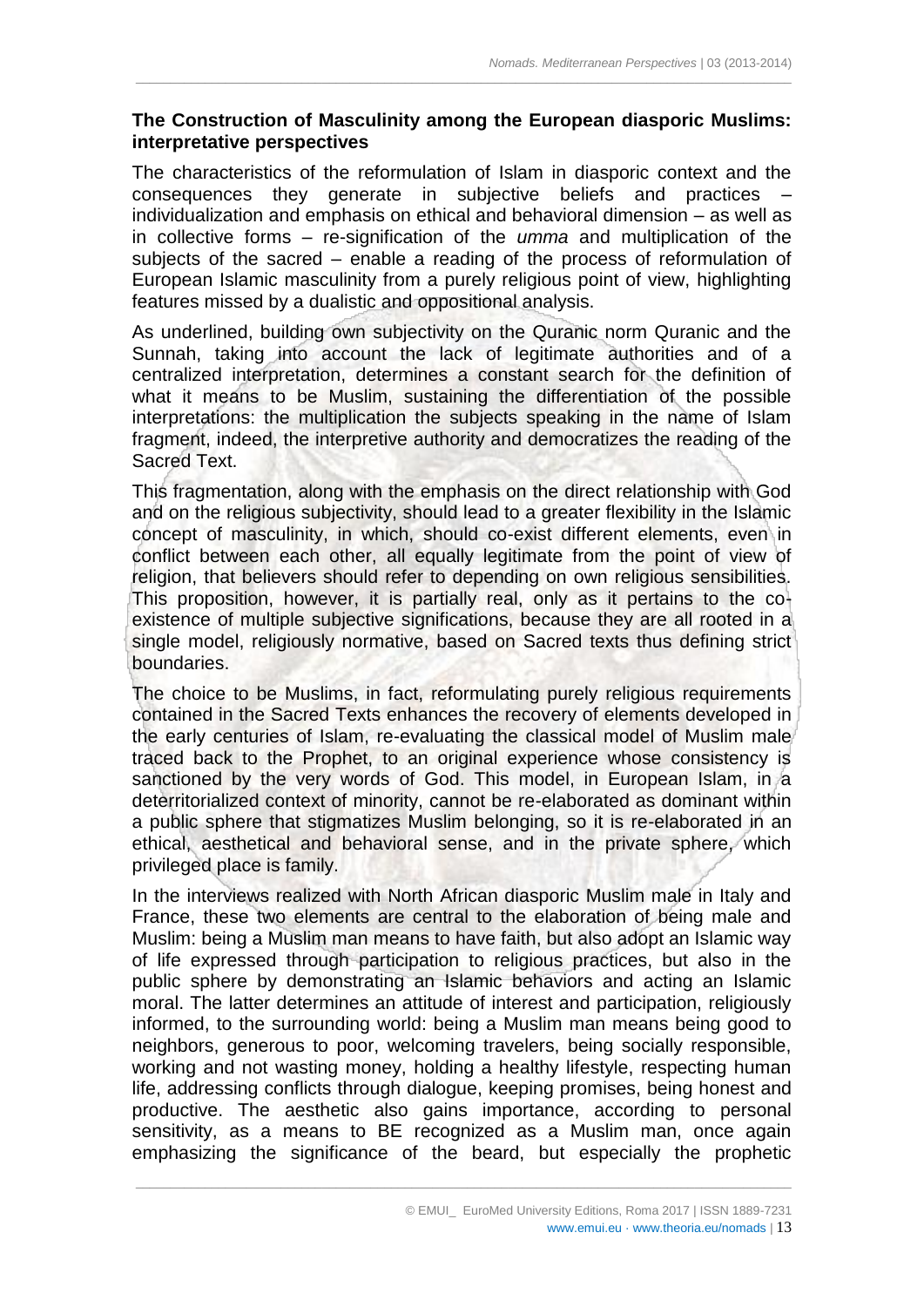**The Construction of Masculinity among the European diasporic Muslims: interpretative perspectives**

The characteristics of the reformulation of Islam in diasporic context and the consequences they generate in subjective beliefs and practices – individualization and emphasis on ethical and behavioral dimension – as well as in collective forms – re-signification of the *umma* and multiplication of the subjects of the sacred – enable a reading of the process of reformulation of European Islamic masculinity from a purely religious point of view, highlighting features missed by a dualistic and oppositional analysis.

As underlined, building own subjectivity on the Quranic norm Quranic and the Sunnah, taking into account the lack of legitimate authorities and of a centralized interpretation, determines a constant search for the definition of what it means to be Muslim, sustaining the differentiation of the possible interpretations: the multiplication the subjects speaking in the name of Islam fragment, indeed, the interpretive authority and democratizes the reading of the Sacred Text.

This fragmentation, along with the emphasis on the direct relationship with God and on the religious subjectivity, should lead to a greater flexibility in the Islamic concept of masculinity, in which, should co-exist different elements, even in conflict between each other, all equally legitimate from the point of view of religion, that believers should refer to depending on own religious sensibilities. This proposition, however, it is partially real, only as it pertains to the co-existence of multiple subjective significations, because they are all rooted in a single model, religiously normative, based on Sacred texts thus defining strict boundaries.

The choice to be Muslims, in fact, reformulating purely religious requirements contained in the Sacred Texts enhances the recovery of elements developed in the early centuries of Islam, re-evaluating the classical model of Muslim male traced back to the Prophet, to an original experience whose consistency is sanctioned by the very words of God. This model, in European Islam, in a deterritorialized context of minority, cannot be re-elaborated as dominant within a public sphere that stigmatizes Muslim belonging, so it is re-elaborated in an ethical, aesthetical and behavioral sense, and in the private sphere, which privileged place is family.

In the interviews realized with North African diasporic Muslim male in Italy and France, these two elements are central to the elaboration of being male and Muslim: being a Muslim man means to have faith, but also adopt an Islamic way of life expressed through participation to religious practices, but also in the public sphere by demonstrating an Islamic behaviors and acting an Islamic moral. The latter determines an attitude of interest and participation, religiously informed, to the surrounding world: being a Muslim man means being good to neighbors, generous to poor, welcoming travelers, being socially responsible, working and not wasting money, holding a healthy lifestyle, respecting human life, addressing conflicts through dialogue, keeping promises, being honest and productive. The aesthetic also gains importance, according to personal sensitivity, as a means to BE recognized as a Muslim man, once again emphasizing the significance of the beard, but especially the prophetic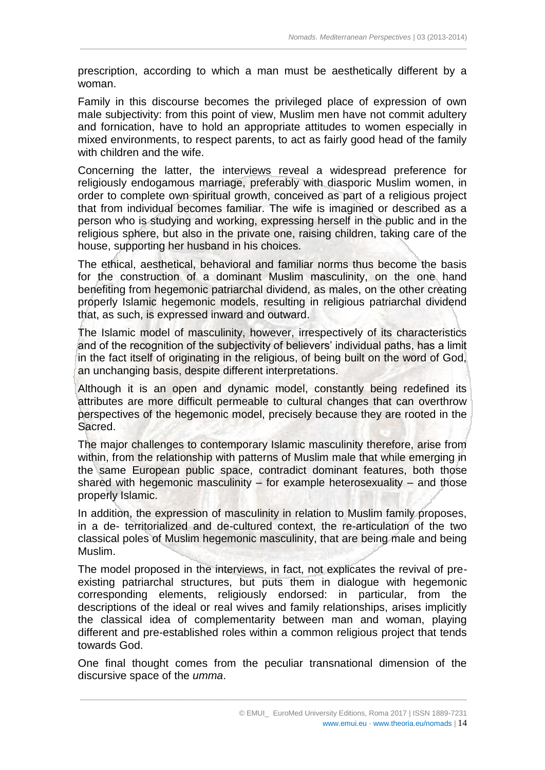prescription, according to which a man must be aesthetically different by a woman.

Family in this discourse becomes the privileged place of expression of own male subjectivity: from this point of view, Muslim men have not commit adultery and fornication, have to hold an appropriate attitudes to women especially in mixed environments, to respect parents, to act as fairly good head of the family with children and the wife.

Concerning the latter, the interviews reveal a widespread preference for religiously endogamous marriage, preferably with diasporic Muslim women, in order to complete own spiritual growth, conceived as part of a religious project that from individual becomes familiar. The wife is imagined or described as a person who is studying and working, expressing herself in the public and in the religious sphere, but also in the private one, raising children, taking care of the house, supporting her husband in his choices.

The ethical, aesthetical, behavioral and familiar norms thus become the basis for the construction of a dominant Muslim masculinity, on the one hand benefiting from hegemonic patriarchal dividend, as males, on the other creating properly Islamic hegemonic models, resulting in religious patriarchal dividend that, as such, is expressed inward and outward.

The Islamic model of masculinity, however, irrespectively of its characteristics and of the recognition of the subjectivity of believers' individual paths, has a limit in the fact itself of originating in the religious, of being built on the word of God, an unchanging basis, despite different interpretations.

Although it is an open and dynamic model, constantly being redefined its attributes are more difficult permeable to cultural changes that can overthrow perspectives of the hegemonic model, precisely because they are rooted in the Sacred.

The major challenges to contemporary Islamic masculinity therefore, arise from within, from the relationship with patterns of Muslim male that while emerging in the same European public space, contradict dominant features, both those shared with hegemonic masculinity – for example heterosexuality – and those properly Islamic.

In addition, the expression of masculinity in relation to Muslim family proposes, in a de- territorialized and de-cultured context, the re-articulation of the two classical poles of Muslim hegemonic masculinity, that are being male and being Muslim.

The model proposed in the interviews, in fact, not explicates the revival of pre-existing patriarchal structures, but puts them in dialogue with hegemonic corresponding elements, religiously endorsed: in particular, from the descriptions of the ideal or real wives and family relationships, arises implicitly the classical idea of complementarity between man and woman, playing different and pre-established roles within a common religious project that tends towards God.

One final thought comes from the peculiar transnational dimension of the discursive space of the *umma*.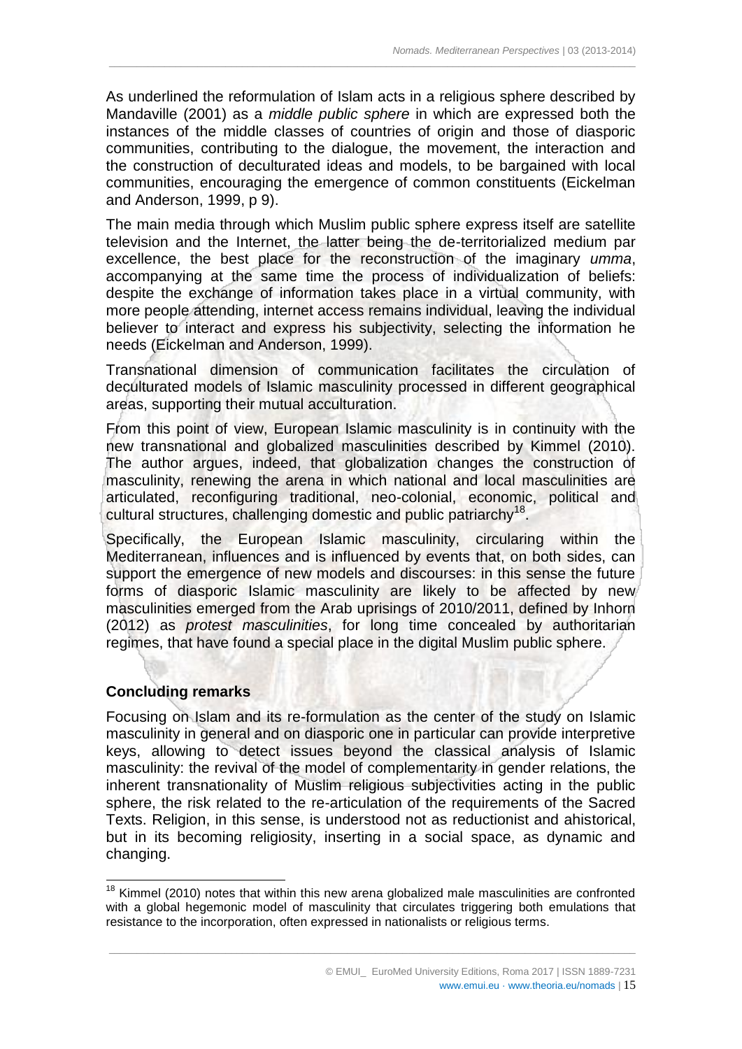As underlined the reformulation of Islam acts in a religious sphere described by Mandaville (2001) as a *middle public sphere* in which are expressed both the instances of the middle classes of countries of origin and those of diasporic communities, contributing to the dialogue, the movement, the interaction and the construction of deculturated ideas and models, to be bargained with local communities, encouraging the emergence of common constituents (Eickelman and Anderson, 1999, p 9).

The main media through which Muslim public sphere express itself are satellite television and the Internet, the latter being the de-territorialized medium par excellence, the best place for the reconstruction of the imaginary *umma*, accompanying at the same time the process of individualization of beliefs: despite the exchange of information takes place in a virtual community, with more people attending, internet access remains individual, leaving the individual believer to interact and express his subjectivity, selecting the information he needs (Eickelman and Anderson, 1999).

Transnational dimension of communication facilitates the circulation of deculturated models of Islamic masculinity processed in different geographical areas, supporting their mutual acculturation.

From this point of view, European Islamic masculinity is in continuity with the new transnational and globalized masculinities described by Kimmel (2010). The author argues, indeed, that globalization changes the construction of masculinity, renewing the arena in which national and local masculinities are articulated, reconfiguring traditional, neo-colonial, economic, political and cultural structures, challenging domestic and public patriarchy[18].

Specifically, the European Islamic masculinity, circularing within the Mediterranean, influences and is influenced by events that, on both sides, can support the emergence of new models and discourses: in this sense the future forms of diasporic Islamic masculinity are likely to be affected by new masculinities emerged from the Arab uprisings of 2010/2011, defined by Inhorn (2012) as *protest masculinities*, for long time concealed by authoritarian regimes, that have found a special place in the digital Muslim public sphere.

## Concluding remarks

Focusing on Islam and its re-formulation as the center of the study on Islamic masculinity in general and on diasporic one in particular can provide interpretive keys, allowing to detect issues beyond the classical analysis of Islamic masculinity: the revival of the model of complementarity in gender relations, the inherent transnationality of Muslim religious subjectivities acting in the public sphere, the risk related to the re-articulation of the requirements of the Sacred Texts. Religion, in this sense, is understood not as reductionist and ahistorical, but in its becoming religiosity, inserting in a social space, as dynamic and changing.

---

[18] Kimmel (2010) notes that within this new arena globalized male masculinities are confronted with a global hegemonic model of masculinity that circulates triggering both emulations that resistance to the incorporation, often expressed in nationalists or religious terms.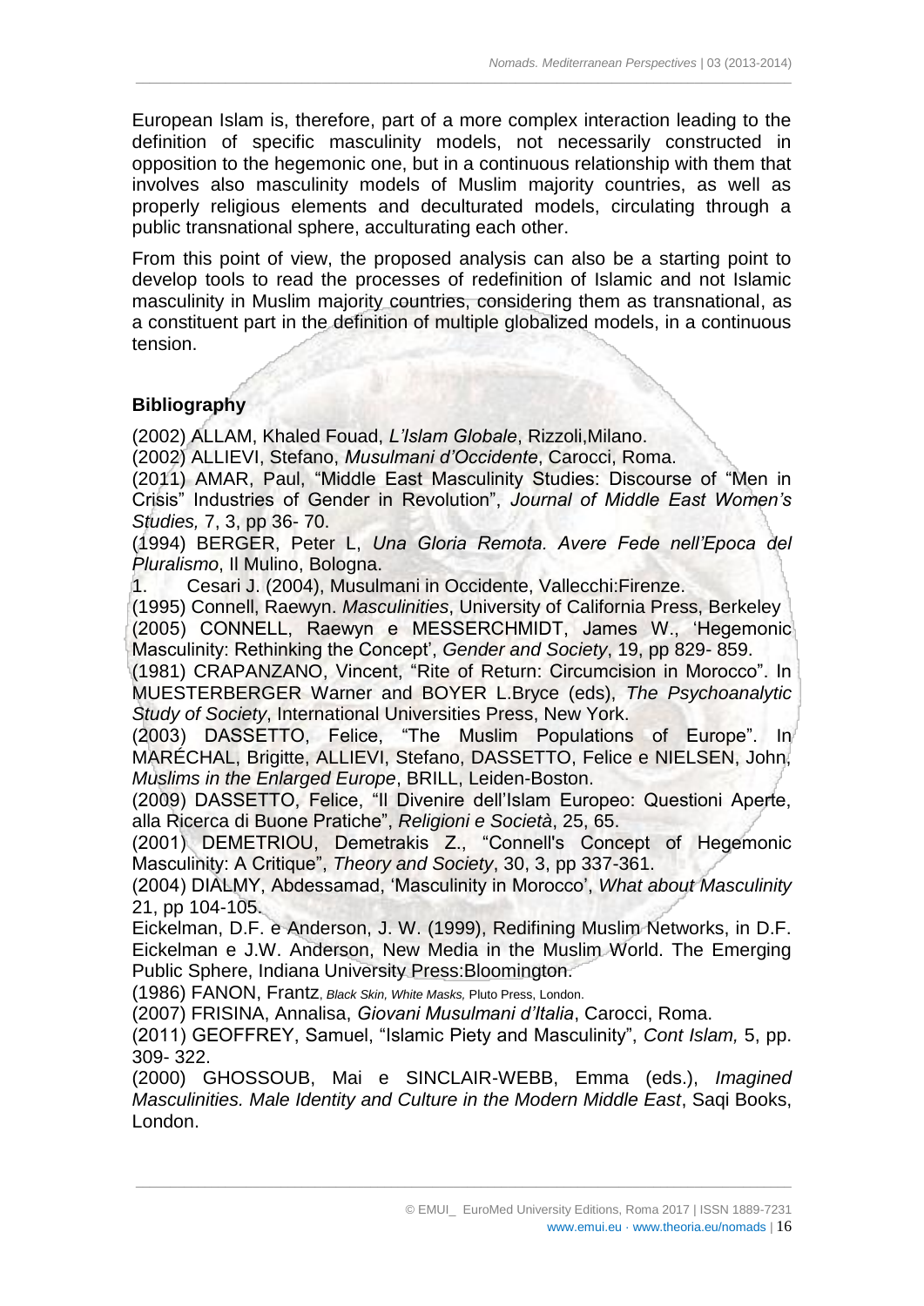European Islam is, therefore, part of a more complex interaction leading to the definition of specific masculinity models, not necessarily constructed in opposition to the hegemonic one, but in a continuous relationship with them that involves also masculinity models of Muslim majority countries, as well as properly religious elements and deculturated models, circulating through a public transnational sphere, acculturating each other.

From this point of view, the proposed analysis can also be a starting point to develop tools to read the processes of redefinition of Islamic and not Islamic masculinity in Muslim majority countries, considering them as transnational, as a constituent part in the definition of multiple globalized models, in a continuous tension.

## Bibliography

(2002) ALLAM, Khaled Fouad, *L'Islam Globale*, Rizzoli,Milano.

(2002) ALLIEVI, Stefano, *Musulmani d'Occidente*, Carocci, Roma.

(2011) AMAR, Paul, "Middle East Masculinity Studies: Discourse of "Men in Crisis" Industries of Gender in Revolution", *Journal of Middle East Women's Studies,* 7, 3, pp 36- 70.

(1994) BERGER, Peter L, *Una Gloria Remota. Avere Fede nell'Epoca del Pluralismo*, Il Mulino, Bologna.

1. Cesari J. (2004), Musulmani in Occidente, Vallecchi:Firenze.

(1995) Connell, Raewyn. *Masculinities*, University of California Press, Berkeley

(2005) CONNELL, Raewyn e MESSERCHMIDT, James W., 'Hegemonic Masculinity: Rethinking the Concept', *Gender and Society*, 19, pp 829- 859.

(1981) CRAPANZANO, Vincent, "Rite of Return: Circumcision in Morocco". In MUESTERBERGER Warner and BOYER L.Bryce (eds), *The Psychoanalytic Study of Society*, International Universities Press, New York.

(2003) DASSETTO, Felice, "The Muslim Populations of Europe". In MARÉCHAL, Brigitte, ALLIEVI, Stefano, DASSETTO, Felice e NIELSEN, John, *Muslims in the Enlarged Europe*, BRILL, Leiden-Boston.

(2009) DASSETTO, Felice, "Il Divenire dell'Islam Europeo: Questioni Aperte, alla Ricerca di Buone Pratiche", *Religioni e Società*, 25, 65.

(2001) DEMETRIOU, Demetrakis Z., "Connell's Concept of Hegemonic Masculinity: A Critique", *Theory and Society*, 30, 3, pp 337-361.

(2004) DIALMY, Abdessamad, 'Masculinity in Morocco', *What about Masculinity* 21, pp 104-105.

Eickelman, D.F. e Anderson, J. W. (1999), Redifining Muslim Networks, in D.F. Eickelman e J.W. Anderson, New Media in the Muslim World. The Emerging Public Sphere, Indiana University Press:Bloomington.

(1986) FANON, Frantz, *Black Skin, White Masks,* Pluto Press, London.

(2007) FRISINA, Annalisa, *Giovani Musulmani d'Italia*, Carocci, Roma.

(2011) GEOFFREY, Samuel, "Islamic Piety and Masculinity", *Cont Islam,* 5, pp. 309- 322.

(2000) GHOSSOUB, Mai e SINCLAIR-WEBB, Emma (eds.), *Imagined Masculinities. Male Identity and Culture in the Modern Middle East*, Saqi Books, London.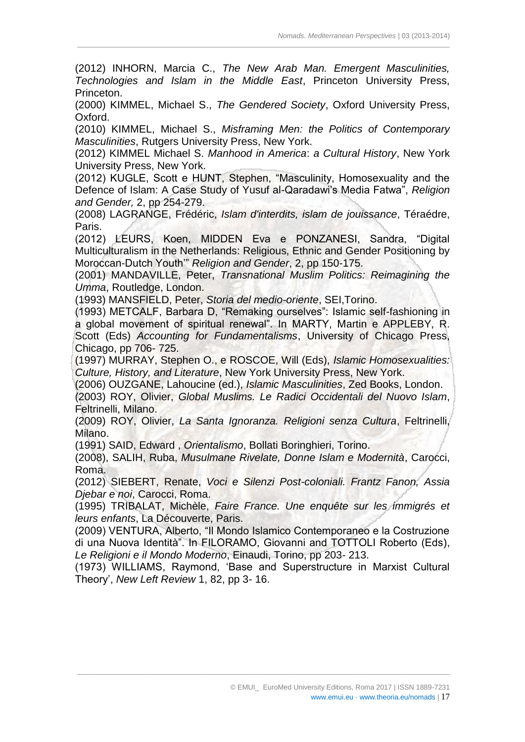(2012) INHORN, Marcia C., *The New Arab Man. Emergent Masculinities, Technologies and Islam in the Middle East*, Princeton University Press, Princeton.

(2000) KIMMEL, Michael S., *The Gendered Society*, Oxford University Press, Oxford.

(2010) KIMMEL, Michael S., *Misframing Men: the Politics of Contemporary Masculinities*, Rutgers University Press, New York.

(2012) KIMMEL Michael S. *Manhood in America*: *a Cultural History*, New York University Press, New York.

(2012) KUGLE, Scott e HUNT, Stephen, "Masculinity, Homosexuality and the Defence of Islam: A Case Study of Yusuf al-Qaradawi's Media Fatwa", *Religion and Gender,* 2, pp 254-279.

(2008) LAGRANGE, Frédéric, *Islam d'interdits, islam de jouissance*, Téraédre, Paris.

(2012) LEURS, Koen, MIDDEN Eva e PONZANESI, Sandra, "Digital Multiculturalism in the Netherlands: Religious, Ethnic and Gender Positioning by Moroccan-Dutch Youth'" *Religion and Gender*, 2, pp 150-175.

(2001) MANDAVILLE, Peter, *Transnational Muslim Politics: Reimagining the Umma*, Routledge, London.

(1993) MANSFIELD, Peter, *Storia del medio-oriente*, SEI,Torino.

(1993) METCALF, Barbara D, "Remaking ourselves": Islamic self-fashioning in a global movement of spiritual renewal". In MARTY, Martin e APPLEBY, R. Scott (Eds) *Accounting for Fundamentalisms*, University of Chicago Press, Chicago, pp 706- 725.

(1997) MURRAY, Stephen O., e ROSCOE, Will (Eds), *Islamic Homosexualities: Culture, History, and Literature*, New York University Press, New York.

(2006) OUZGANE, Lahoucine (ed.), *Islamic Masculinities*, Zed Books, London.

(2003) ROY, Olivier, *Global Muslims. Le Radici Occidentali del Nuovo Islam*, Feltrinelli, Milano.

(2009) ROY, Olivier, *La Santa Ignoranza. Religioni senza Cultura*, Feltrinelli, Milano.

(1991) SAID, Edward , *Orientalismo*, Bollati Boringhieri, Torino.

(2008), SALIH, Ruba, *Musulmane Rivelate, Donne Islam e Modernità*, Carocci, Roma.

(2012) SIEBERT, Renate, *Voci e Silenzi Post-coloniali. Frantz Fanon, Assia Djebar e noi*, Carocci, Roma.

(1995) TRIBALAT, Michèle, *Faire France. Une enquête sur les immigrés et leurs enfants*, La Découverte, Paris.

(2009) VENTURA, Alberto, "Il Mondo Islamico Contemporaneo e la Costruzione di una Nuova Identità". In FILORAMO, Giovanni and TOTTOLI Roberto (Eds), *Le Religioni e il Mondo Moderno*, Einaudi, Torino, pp 203- 213.

(1973) WILLIAMS, Raymond, 'Base and Superstructure in Marxist Cultural Theory', *New Left Review* 1, 82, pp 3- 16.